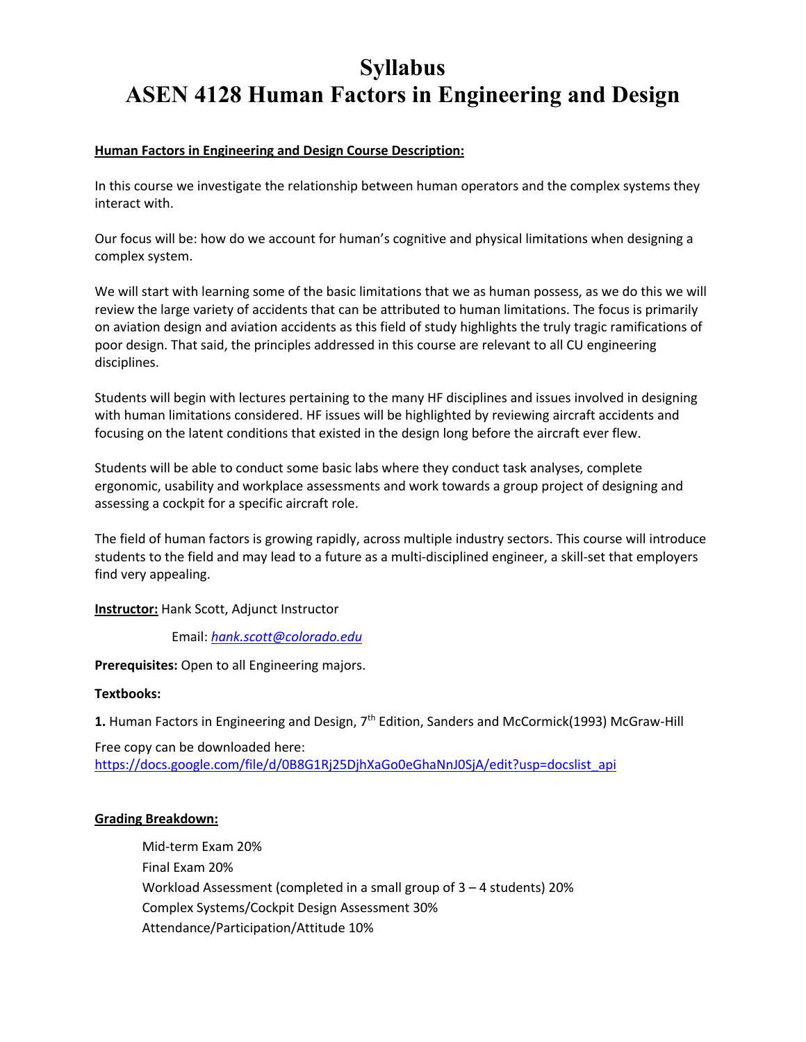# Syllabus
# ASEN 4128 Human Factors in Engineering and Design

**Human Factors in Engineering and Design Course Description:**

In this course we investigate the relationship between human operators and the complex systems they interact with.

Our focus will be: how do we account for human's cognitive and physical limitations when designing a complex system.

We will start with learning some of the basic limitations that we as human possess, as we do this we will review the large variety of accidents that can be attributed to human limitations. The focus is primarily on aviation design and aviation accidents as this field of study highlights the truly tragic ramifications of poor design. That said, the principles addressed in this course are relevant to all CU engineering disciplines.

Students will begin with lectures pertaining to the many HF disciplines and issues involved in designing with human limitations considered. HF issues will be highlighted by reviewing aircraft accidents and focusing on the latent conditions that existed in the design long before the aircraft ever flew.

Students will be able to conduct some basic labs where they conduct task analyses, complete ergonomic, usability and workplace assessments and work towards a group project of designing and assessing a cockpit for a specific aircraft role.

The field of human factors is growing rapidly, across multiple industry sectors. This course will introduce students to the field and may lead to a future as a multi-disciplined engineer, a skill-set that employers find very appealing.

**Instructor:** Hank Scott, Adjunct Instructor

Email: *hank.scott@colorado.edu*

**Prerequisites:** Open to all Engineering majors.

**Textbooks:**

**1.** Human Factors in Engineering and Design, 7th Edition, Sanders and McCormick(1993) McGraw-Hill

Free copy can be downloaded here:
https://docs.google.com/file/d/0B8G1Rj25DjhXaGo0eGhaNnJ0SjA/edit?usp=docslist_api

**Grading Breakdown:**

Mid-term Exam 20%
Final Exam 20%
Workload Assessment (completed in a small group of 3 – 4 students) 20%
Complex Systems/Cockpit Design Assessment 30%
Attendance/Participation/Attitude 10%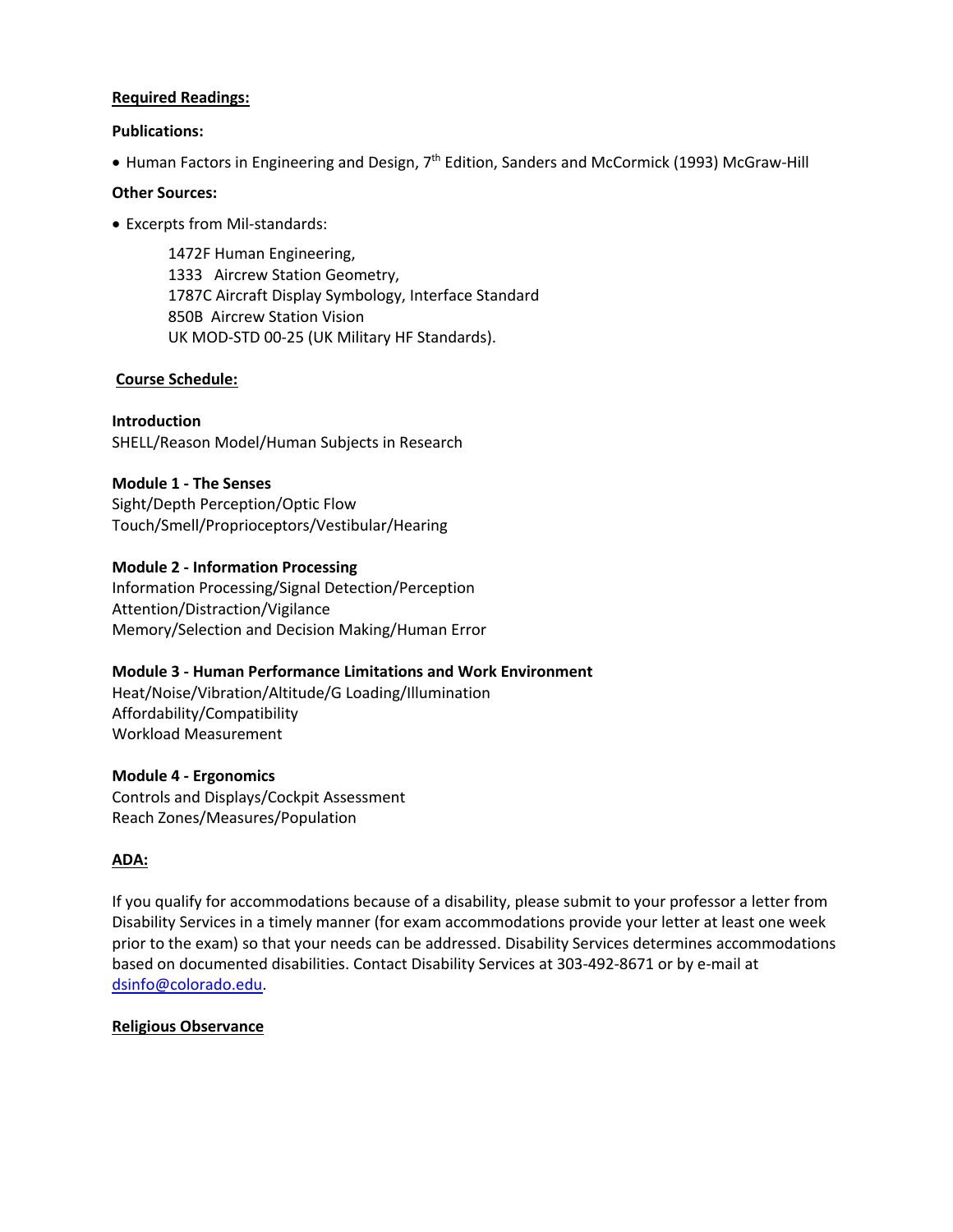**Required Readings:**

**Publications:**

- Human Factors in Engineering and Design, 7th Edition, Sanders and McCormick (1993) McGraw-Hill

**Other Sources:**

- Excerpts from Mil-standards:

  1472F Human Engineering,
  1333 Aircrew Station Geometry,
  1787C Aircraft Display Symbology, Interface Standard
  850B Aircrew Station Vision
  UK MOD-STD 00-25 (UK Military HF Standards).

**Course Schedule:**

**Introduction**
SHELL/Reason Model/Human Subjects in Research

**Module 1 - The Senses**
Sight/Depth Perception/Optic Flow
Touch/Smell/Proprioceptors/Vestibular/Hearing

**Module 2 - Information Processing**
Information Processing/Signal Detection/Perception
Attention/Distraction/Vigilance
Memory/Selection and Decision Making/Human Error

**Module 3 - Human Performance Limitations and Work Environment**
Heat/Noise/Vibration/Altitude/G Loading/Illumination
Affordability/Compatibility
Workload Measurement

**Module 4 - Ergonomics**
Controls and Displays/Cockpit Assessment
Reach Zones/Measures/Population

**ADA:**

If you qualify for accommodations because of a disability, please submit to your professor a letter from Disability Services in a timely manner (for exam accommodations provide your letter at least one week prior to the exam) so that your needs can be addressed. Disability Services determines accommodations based on documented disabilities. Contact Disability Services at 303-492-8671 or by e-mail at dsinfo@colorado.edu.

**Religious Observance**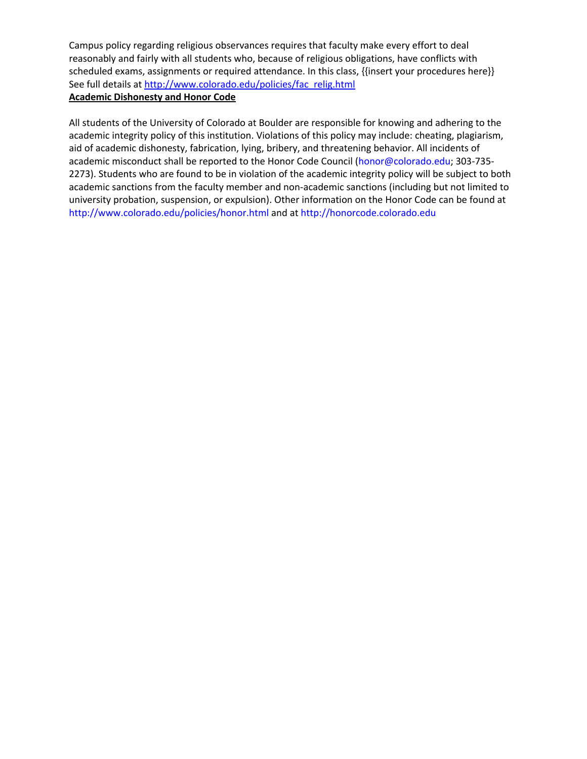Campus policy regarding religious observances requires that faculty make every effort to deal reasonably and fairly with all students who, because of religious obligations, have conflicts with scheduled exams, assignments or required attendance. In this class, {{insert your procedures here}} See full details at http://www.colorado.edu/policies/fac_relig.html

**Academic Dishonesty and Honor Code**

All students of the University of Colorado at Boulder are responsible for knowing and adhering to the academic integrity policy of this institution. Violations of this policy may include: cheating, plagiarism, aid of academic dishonesty, fabrication, lying, bribery, and threatening behavior. All incidents of academic misconduct shall be reported to the Honor Code Council (honor@colorado.edu; 303-735-2273). Students who are found to be in violation of the academic integrity policy will be subject to both academic sanctions from the faculty member and non-academic sanctions (including but not limited to university probation, suspension, or expulsion). Other information on the Honor Code can be found at http://www.colorado.edu/policies/honor.html and at http://honorcode.colorado.edu